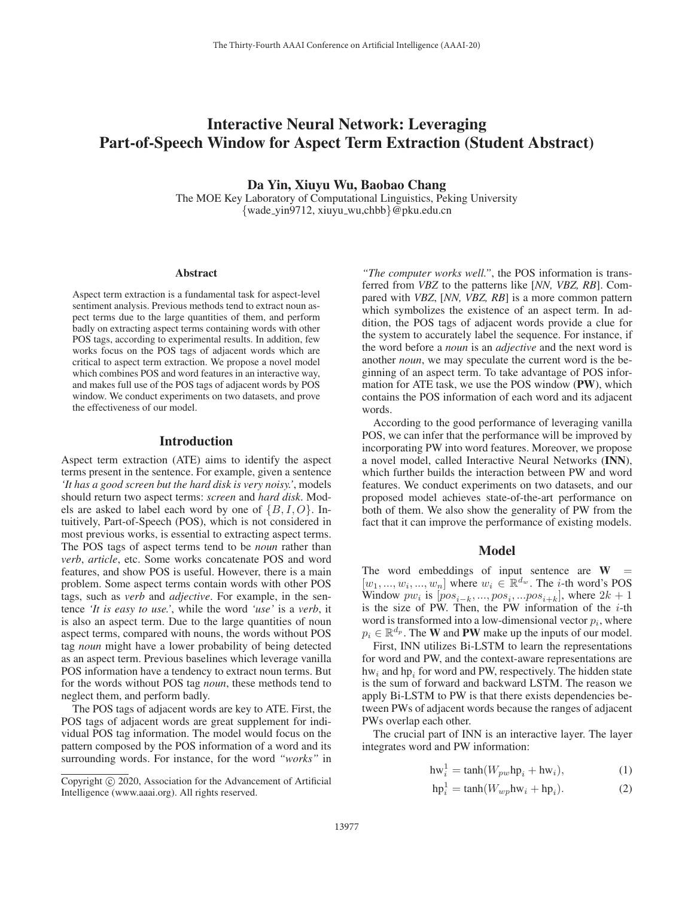# Interactive Neural Network: Leveraging Part-of-Speech Window for Aspect Term Extraction (Student Abstract)

**Da Yin, Xiuyu Wu, Baobao Chang**

The MOE Key Laboratory of Computational Linguistics, Peking University
{wade_yin9712, xiuyu_wu,chbb}@pku.edu.cn

## Abstract

Aspect term extraction is a fundamental task for aspect-level sentiment analysis. Previous methods tend to extract noun aspect terms due to the large quantities of them, and perform badly on extracting aspect terms containing words with other POS tags, according to experimental results. In addition, few works focus on the POS tags of adjacent words which are critical to aspect term extraction. We propose a novel model which combines POS and word features in an interactive way, and makes full use of the POS tags of adjacent words by POS window. We conduct experiments on two datasets, and prove the effectiveness of our model.

## Introduction

Aspect term extraction (ATE) aims to identify the aspect terms present in the sentence. For example, given a sentence *'It has a good screen but the hard disk is very noisy.'*, models should return two aspect terms: *screen* and *hard disk*. Models are asked to label each word by one of $\{B, I, O\}$. Intuitively, Part-of-Speech (POS), which is not considered in most previous works, is essential to extracting aspect terms. The POS tags of aspect terms tend to be *noun* rather than *verb*, *article*, etc. Some works concatenate POS and word features, and show POS is useful. However, there is a main problem. Some aspect terms contain words with other POS tags, such as *verb* and *adjective*. For example, in the sentence *'It is easy to use.'*, while the word *'use'* is a *verb*, it is also an aspect term. Due to the large quantities of noun aspect terms, compared with nouns, the words without POS tag *noun* might have a lower probability of being detected as an aspect term. Previous baselines which leverage vanilla POS information have a tendency to extract noun terms. But for the words without POS tag *noun*, these methods tend to neglect them, and perform badly.

The POS tags of adjacent words are key to ATE. First, the POS tags of adjacent words are great supplement for individual POS tag information. The model would focus on the pattern composed by the POS information of a word and its surrounding words. For instance, for the word *"works"* in *"The computer works well."*, the POS information is transferred from *VBZ* to the patterns like [*NN, VBZ, RB*]. Compared with *VBZ*, [*NN, VBZ, RB*] is a more common pattern which symbolizes the existence of an aspect term. In addition, the POS tags of adjacent words provide a clue for the system to accurately label the sequence. For instance, if the word before a *noun* is an *adjective* and the next word is another *noun*, we may speculate the current word is the beginning of an aspect term. To take advantage of POS information for ATE task, we use the POS window (**PW**), which contains the POS information of each word and its adjacent words.

According to the good performance of leveraging vanilla POS, we can infer that the performance will be improved by incorporating PW into word features. Moreover, we propose a novel model, called Interactive Neural Networks (**INN**), which further builds the interaction between PW and word features. We conduct experiments on two datasets, and our proposed model achieves state-of-the-art performance on both of them. We also show the generality of PW from the fact that it can improve the performance of existing models.

## Model

The word embeddings of input sentence are $\mathbf{W} = [w_1, ..., w_i, ..., w_n]$ where $w_i \in \mathbb{R}^{d_w}$. The $i$-th word's POS Window $pw_i$ is $[pos_{i-k}, ..., pos_i, ...pos_{i+k}]$, where $2k + 1$ is the size of PW. Then, the PW information of the $i$-th word is transformed into a low-dimensional vector $p_i$, where $p_i \in \mathbb{R}^{d_p}$. The $\mathbf{W}$ and $\mathbf{PW}$ make up the inputs of our model.

First, INN utilizes Bi-LSTM to learn the representations for word and PW, and the context-aware representations are $\text{hw}_i$ and $\text{hp}_i$ for word and PW, respectively. The hidden state is the sum of forward and backward LSTM. The reason we apply Bi-LSTM to PW is that there exists dependencies between PWs of adjacent words because the ranges of adjacent PWs overlap each other.

The crucial part of INN is an interactive layer. The layer integrates word and PW information:

$$\text{hw}_i^1 = \tanh(W_{pw}\text{hp}_i + \text{hw}_i), \tag{1}$$

$$\text{hp}_i^1 = \tanh(W_{wp}\text{hw}_i + \text{hp}_i). \tag{2}$$

Copyright © 2020, Association for the Advancement of Artificial Intelligence (www.aaai.org). All rights reserved.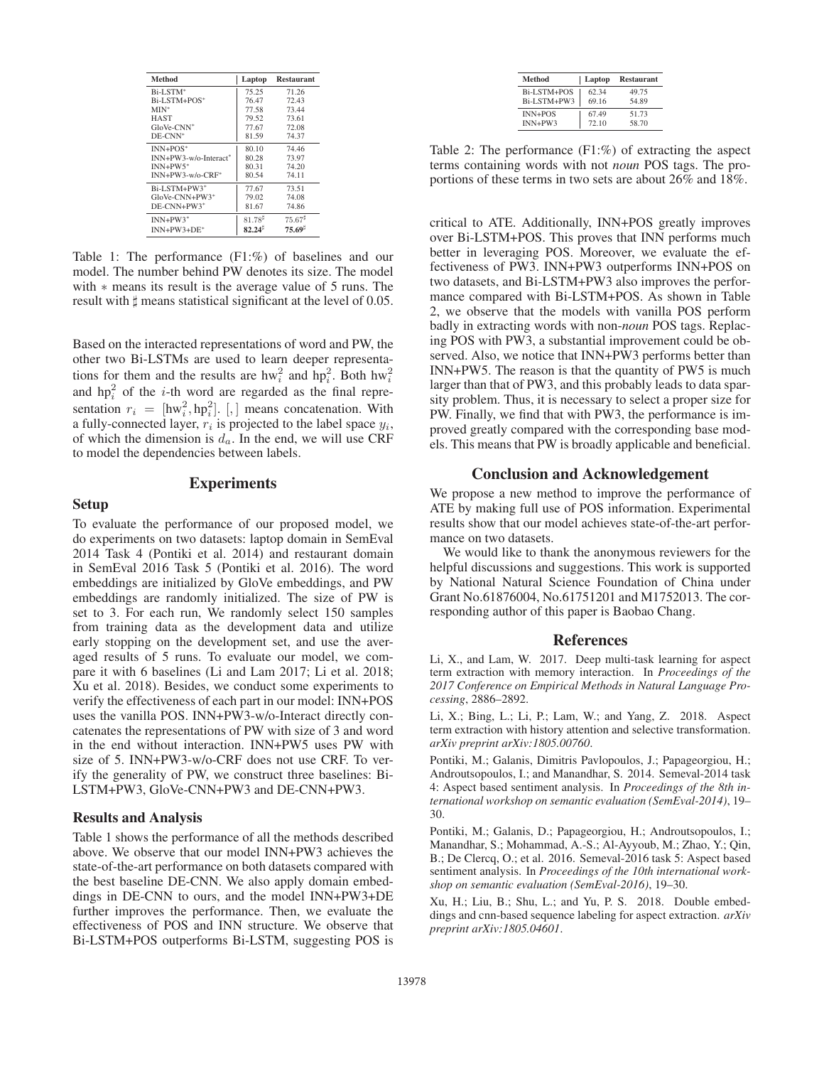| Method | Laptop | Restaurant |
|---|---|---|
| Bi-LSTM* | 75.25 | 71.26 |
| Bi-LSTM+POS* | 76.47 | 72.43 |
| MIN* | 77.58 | 73.44 |
| HAST | 79.52 | 73.61 |
| GloVe-CNN* | 77.67 | 72.08 |
| DE-CNN* | 81.59 | 74.37 |
| INN+POS* | 80.10 | 74.46 |
| INN+PW3-w/o-Interact* | 80.28 | 73.97 |
| INN+PW5* | 80.31 | 74.20 |
| INN+PW3-w/o-CRF* | 80.54 | 74.11 |
| Bi-LSTM+PW3* | 77.67 | 73.51 |
| GloVe-CNN+PW3* | 79.02 | 74.08 |
| DE-CNN+PW3* | 81.67 | 74.86 |
| INN+PW3* | 81.78♯ | 75.67♯ |
| INN+PW3+DE* | **82.24**♯ | **75.69**♯ |

Table 1: The performance (F1:%) of baselines and our model. The number behind PW denotes its size. The model with ∗ means its result is the average value of 5 runs. The result with ♯ means statistical significant at the level of 0.05.

Based on the interacted representations of word and PW, the other two Bi-LSTMs are used to learn deeper representations for them and the results are $\text{hw}_i^2$ and $\text{hp}_i^2$. Both $\text{hw}_i^2$ and $\text{hp}_i^2$ of the $i$-th word are regarded as the final representation $r_i = [\text{hw}_i^2, \text{hp}_i^2]$. $[,]$ means concatenation. With a fully-connected layer, $r_i$ is projected to the label space $y_i$, of which the dimension is $d_a$. In the end, we will use CRF to model the dependencies between labels.

## Experiments

### Setup

To evaluate the performance of our proposed model, we do experiments on two datasets: laptop domain in SemEval 2014 Task 4 (Pontiki et al. 2014) and restaurant domain in SemEval 2016 Task 5 (Pontiki et al. 2016). The word embeddings are initialized by GloVe embeddings, and PW embeddings are randomly initialized. The size of PW is set to 3. For each run, We randomly select 150 samples from training data as the development data and utilize early stopping on the development set, and use the averaged results of 5 runs. To evaluate our model, we compare it with 6 baselines (Li and Lam 2017; Li et al. 2018; Xu et al. 2018). Besides, we conduct some experiments to verify the effectiveness of each part in our model: INN+POS uses the vanilla POS. INN+PW3-w/o-Interact directly concatenates the representations of PW with size of 3 and word in the end without interaction. INN+PW5 uses PW with size of 5. INN+PW3-w/o-CRF does not use CRF. To verify the generality of PW, we construct three baselines: Bi-LSTM+PW3, GloVe-CNN+PW3 and DE-CNN+PW3.

### Results and Analysis

Table 1 shows the performance of all the methods described above. We observe that our model INN+PW3 achieves the state-of-the-art performance on both datasets compared with the best baseline DE-CNN. We also apply domain embeddings in DE-CNN to ours, and the model INN+PW3+DE further improves the performance. Then, we evaluate the effectiveness of POS and INN structure. We observe that Bi-LSTM+POS outperforms Bi-LSTM, suggesting POS is critical to ATE. Additionally, INN+POS greatly improves over Bi-LSTM+POS. This proves that INN performs much better in leveraging POS. Moreover, we evaluate the effectiveness of PW3. INN+PW3 outperforms INN+POS on two datasets, and Bi-LSTM+PW3 also improves the performance compared with Bi-LSTM+POS. As shown in Table 2, we observe that the models with vanilla POS perform badly in extracting words with non-*noun* POS tags. Replacing POS with PW3, a substantial improvement could be observed. Also, we notice that INN+PW3 performs better than INN+PW5. The reason is that the quantity of PW5 is much larger than that of PW3, and this probably leads to data sparsity problem. Thus, it is necessary to select a proper size for PW. Finally, we find that with PW3, the performance is improved greatly compared with the corresponding base models. This means that PW is broadly applicable and beneficial.

| Method | Laptop | Restaurant |
|---|---|---|
| Bi-LSTM+POS | 62.34 | 49.75 |
| Bi-LSTM+PW3 | 69.16 | 54.89 |
| INN+POS | 67.49 | 51.73 |
| INN+PW3 | 72.10 | 58.70 |

Table 2: The performance (F1:%) of extracting the aspect terms containing words with not *noun* POS tags. The proportions of these terms in two sets are about 26% and 18%.

## Conclusion and Acknowledgement

We propose a new method to improve the performance of ATE by making full use of POS information. Experimental results show that our model achieves state-of-the-art performance on two datasets.

We would like to thank the anonymous reviewers for the helpful discussions and suggestions. This work is supported by National Natural Science Foundation of China under Grant No.61876004, No.61751201 and M1752013. The corresponding author of this paper is Baobao Chang.

## References

Li, X., and Lam, W. 2017. Deep multi-task learning for aspect term extraction with memory interaction. In *Proceedings of the 2017 Conference on Empirical Methods in Natural Language Processing*, 2886–2892.

Li, X.; Bing, L.; Li, P.; Lam, W.; and Yang, Z. 2018. Aspect term extraction with history attention and selective transformation. *arXiv preprint arXiv:1805.00760*.

Pontiki, M.; Galanis, Dimitris Pavlopoulos, J.; Papageorgiou, H.; Androutsopoulos, I.; and Manandhar, S. 2014. Semeval-2014 task 4: Aspect based sentiment analysis. In *Proceedings of the 8th international workshop on semantic evaluation (SemEval-2014)*, 19–30.

Pontiki, M.; Galanis, D.; Papageorgiou, H.; Androutsopoulos, I.; Manandhar, S.; Mohammad, A.-S.; Al-Ayyoub, M.; Zhao, Y.; Qin, B.; De Clercq, O.; et al. 2016. Semeval-2016 task 5: Aspect based sentiment analysis. In *Proceedings of the 10th international workshop on semantic evaluation (SemEval-2016)*, 19–30.

Xu, H.; Liu, B.; Shu, L.; and Yu, P. S. 2018. Double embeddings and cnn-based sequence labeling for aspect extraction. *arXiv preprint arXiv:1805.04601*.